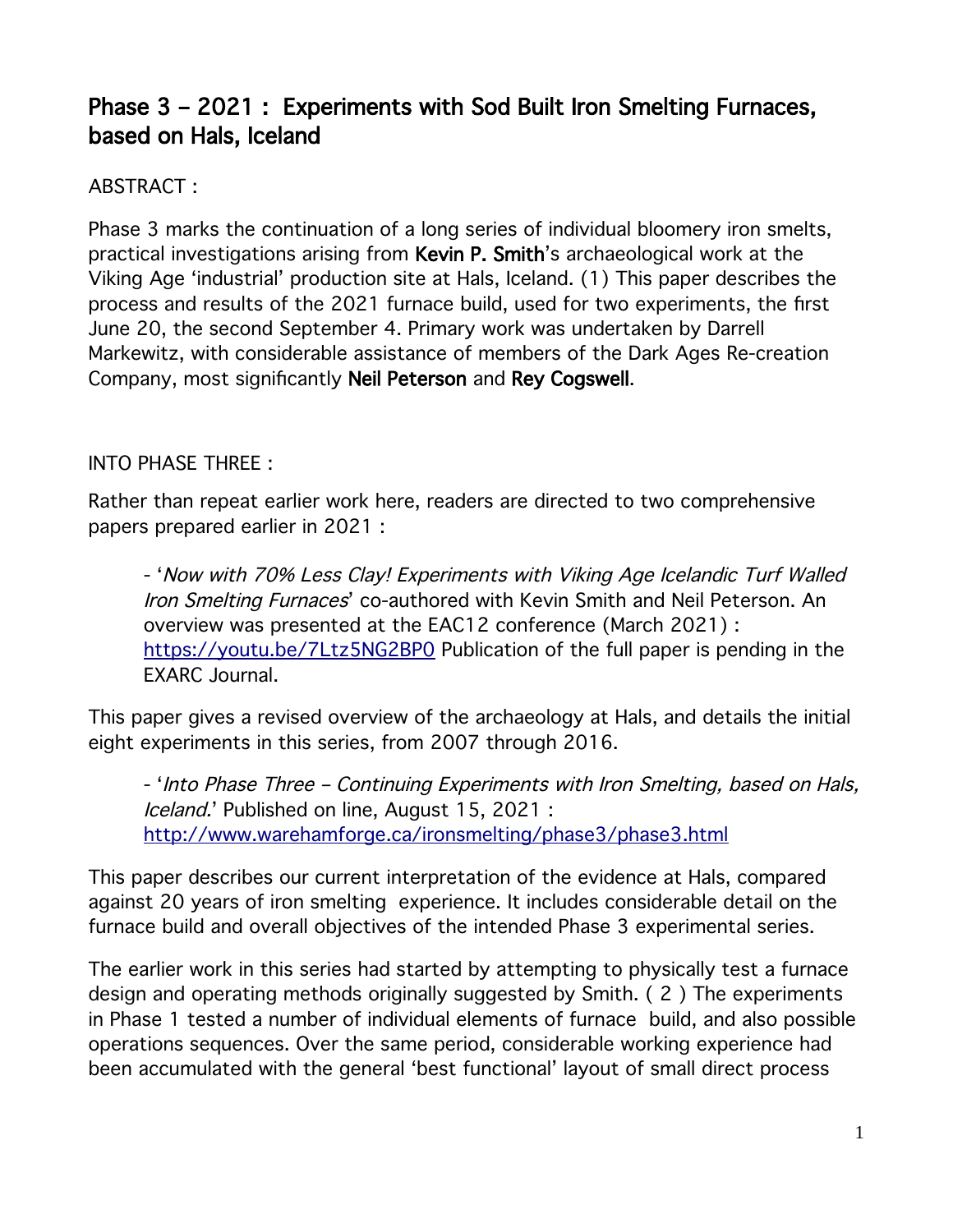# Phase 3 – 2021 : Experiments with Sod Built Iron Smelting Furnaces, based on Hals, Iceland

ABSTRACT :

Phase 3 marks the continuation of a long series of individual bloomery iron smelts, practical investigations arising from **Kevin P. Smith**'s archaeological work at the Viking Age 'industrial' production site at Hals, Iceland. (1) This paper describes the process and results of the 2021 furnace build, used for two experiments, the first June 20, the second September 4. Primary work was undertaken by Darrell Markewitz, with considerable assistance of members of the Dark Ages Re-creation Company, most significantly **Neil Peterson** and **Rey Cogswell**.

INTO PHASE THREE :

Rather than repeat earlier work here, readers are directed to two comprehensive papers prepared earlier in 2021 :

> - '*Now with 70% Less Clay! Experiments with Viking Age Icelandic Turf Walled Iron Smelting Furnaces*' co-authored with Kevin Smith and Neil Peterson. An overview was presented at the EAC12 conference (March 2021) : https://youtu.be/7Ltz5NG2BP0 Publication of the full paper is pending in the EXARC Journal.

This paper gives a revised overview of the archaeology at Hals, and details the initial eight experiments in this series, from 2007 through 2016.

> - '*Into Phase Three – Continuing Experiments with Iron Smelting, based on Hals, Iceland*.' Published on line, August 15, 2021 : http://www.warehamforge.ca/ironsmelting/phase3/phase3.html

This paper describes our current interpretation of the evidence at Hals, compared against 20 years of iron smelting experience. It includes considerable detail on the furnace build and overall objectives of the intended Phase 3 experimental series.

The earlier work in this series had started by attempting to physically test a furnace design and operating methods originally suggested by Smith. ( 2 ) The experiments in Phase 1 tested a number of individual elements of furnace build, and also possible operations sequences. Over the same period, considerable working experience had been accumulated with the general 'best functional' layout of small direct process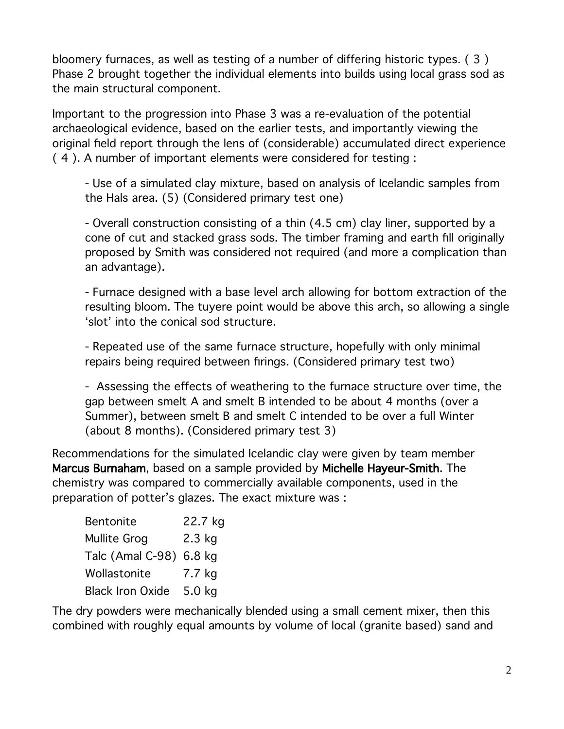bloomery furnaces, as well as testing of a number of differing historic types. ( 3 ) Phase 2 brought together the individual elements into builds using local grass sod as the main structural component.

Important to the progression into Phase 3 was a re-evaluation of the potential archaeological evidence, based on the earlier tests, and importantly viewing the original field report through the lens of (considerable) accumulated direct experience ( 4 ). A number of important elements were considered for testing :

- Use of a simulated clay mixture, based on analysis of Icelandic samples from the Hals area. (5) (Considered primary test one)

- Overall construction consisting of a thin (4.5 cm) clay liner, supported by a cone of cut and stacked grass sods. The timber framing and earth fill originally proposed by Smith was considered not required (and more a complication than an advantage).

- Furnace designed with a base level arch allowing for bottom extraction of the resulting bloom. The tuyere point would be above this arch, so allowing a single 'slot' into the conical sod structure.

- Repeated use of the same furnace structure, hopefully with only minimal repairs being required between firings. (Considered primary test two)

- Assessing the effects of weathering to the furnace structure over time, the gap between smelt A and smelt B intended to be about 4 months (over a Summer), between smelt B and smelt C intended to be over a full Winter (about 8 months). (Considered primary test 3)

Recommendations for the simulated Icelandic clay were given by team member **Marcus Burnaham**, based on a sample provided by **Michelle Hayeur-Smith**. The chemistry was compared to commercially available components, used in the preparation of potter's glazes. The exact mixture was :

| | |
|---|---|
| Bentonite | 22.7 kg |
| Mullite Grog | 2.3 kg |
| Talc (Amal C-98) | 6.8 kg |
| Wollastonite | 7.7 kg |
| Black Iron Oxide | 5.0 kg |

The dry powders were mechanically blended using a small cement mixer, then this combined with roughly equal amounts by volume of local (granite based) sand and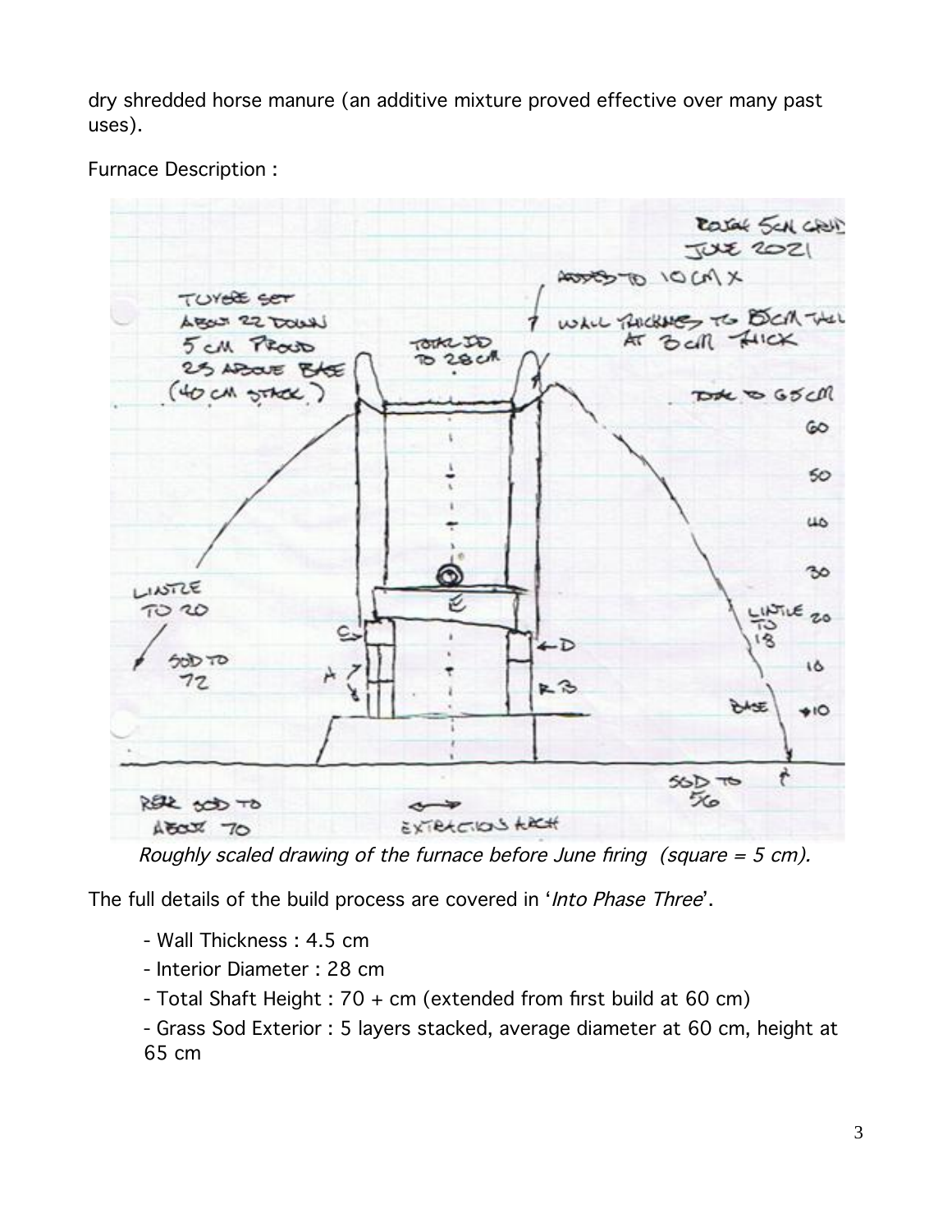dry shredded horse manure (an additive mixture proved effective over many past uses).

Furnace Description :

*Roughly scaled drawing of the furnace before June firing  (square = 5 cm).*

The full details of the build process are covered in '*Into Phase Three*'.

- Wall Thickness : 4.5 cm
- Interior Diameter : 28 cm
- Total Shaft Height : 70 + cm (extended from first build at 60 cm)
- Grass Sod Exterior : 5 layers stacked, average diameter at 60 cm, height at 65 cm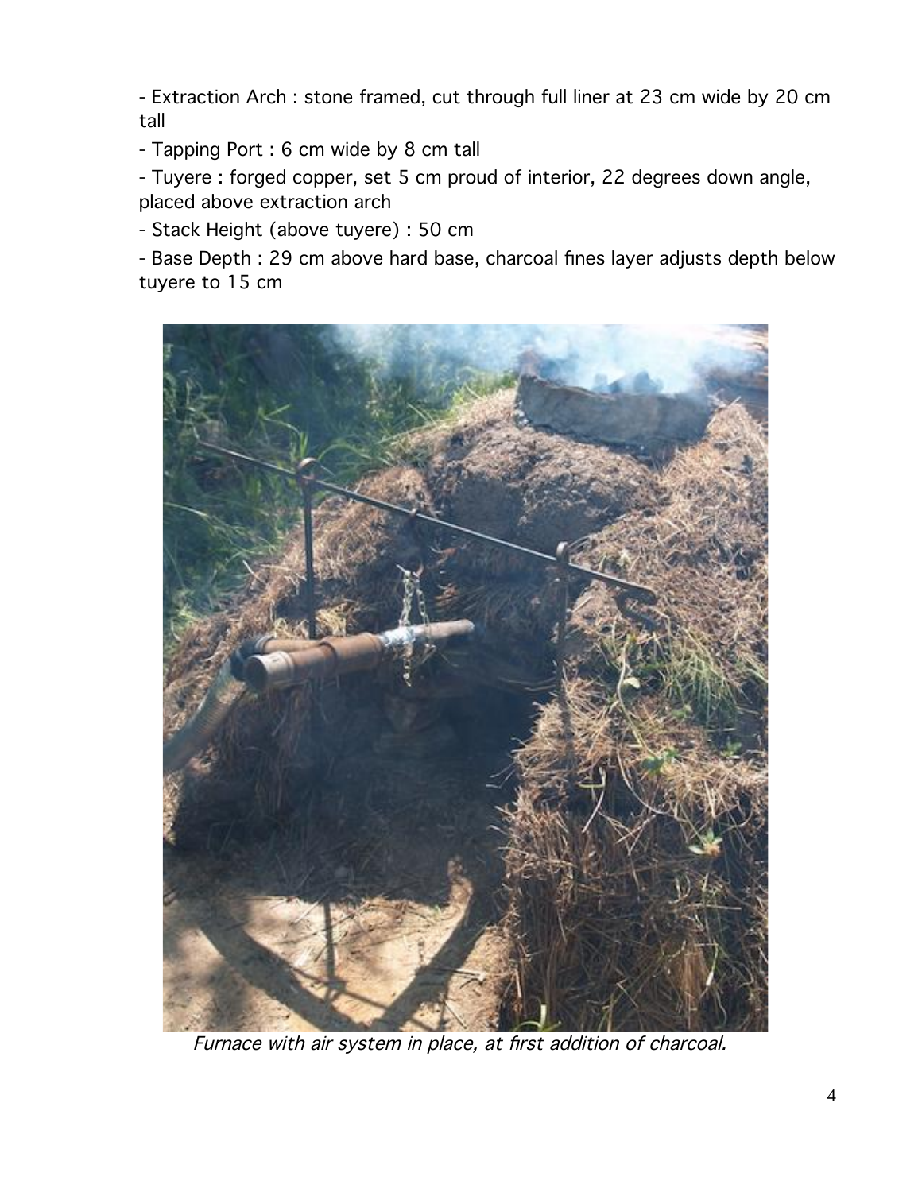- Extraction Arch : stone framed, cut through full liner at 23 cm wide by 20 cm tall
- Tapping Port : 6 cm wide by 8 cm tall
- Tuyere : forged copper, set 5 cm proud of interior, 22 degrees down angle, placed above extraction arch
- Stack Height (above tuyere) : 50 cm
- Base Depth : 29 cm above hard base, charcoal fines layer adjusts depth below tuyere to 15 cm

*Furnace with air system in place, at first addition of charcoal.*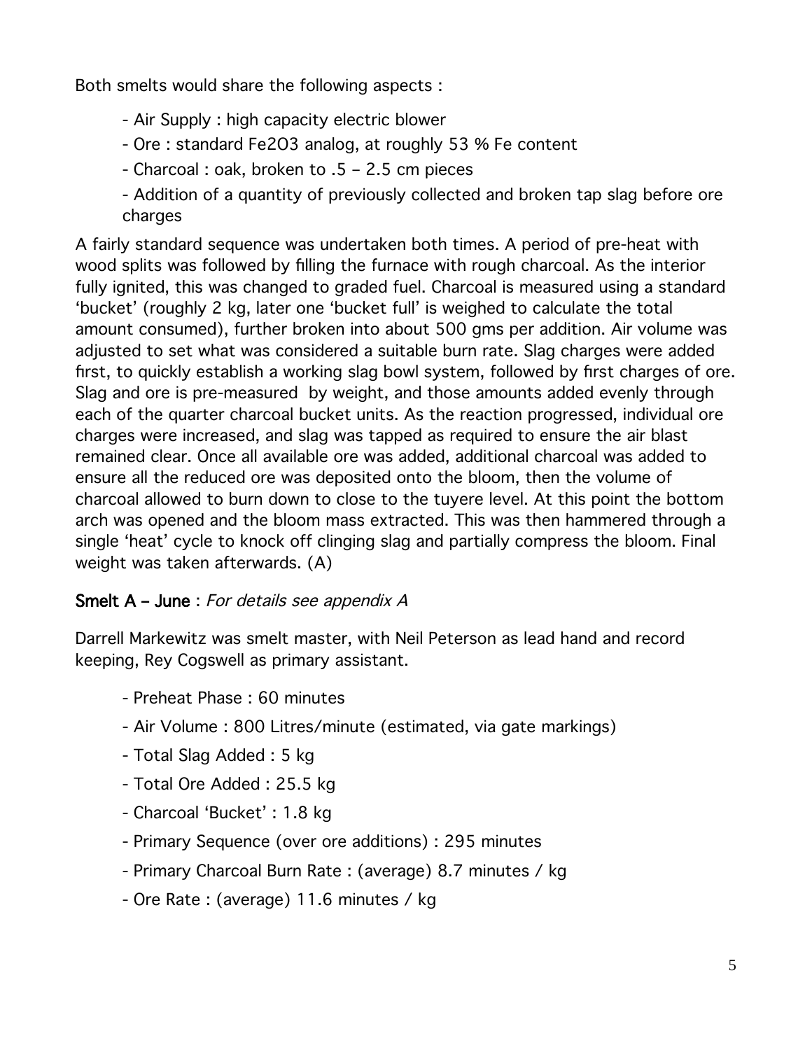Both smelts would share the following aspects :

- Air Supply : high capacity electric blower
- Ore : standard $Fe_2O_3$ analog, at roughly 53 % Fe content
- Charcoal : oak, broken to .5 – 2.5 cm pieces
- Addition of a quantity of previously collected and broken tap slag before ore charges

A fairly standard sequence was undertaken both times. A period of pre-heat with wood splits was followed by filling the furnace with rough charcoal. As the interior fully ignited, this was changed to graded fuel. Charcoal is measured using a standard 'bucket' (roughly 2 kg, later one 'bucket full' is weighed to calculate the total amount consumed), further broken into about 500 gms per addition. Air volume was adjusted to set what was considered a suitable burn rate. Slag charges were added first, to quickly establish a working slag bowl system, followed by first charges of ore. Slag and ore is pre-measured by weight, and those amounts added evenly through each of the quarter charcoal bucket units. As the reaction progressed, individual ore charges were increased, and slag was tapped as required to ensure the air blast remained clear. Once all available ore was added, additional charcoal was added to ensure all the reduced ore was deposited onto the bloom, then the volume of charcoal allowed to burn down to close to the tuyere level. At this point the bottom arch was opened and the bloom mass extracted. This was then hammered through a single 'heat' cycle to knock off clinging slag and partially compress the bloom. Final weight was taken afterwards. (A)

**Smelt A – June** : *For details see appendix A*

Darrell Markewitz was smelt master, with Neil Peterson as lead hand and record keeping, Rey Cogswell as primary assistant.

- Preheat Phase : 60 minutes
- Air Volume : 800 Litres/minute (estimated, via gate markings)
- Total Slag Added : 5 kg
- Total Ore Added : 25.5 kg
- Charcoal 'Bucket' : 1.8 kg
- Primary Sequence (over ore additions) : 295 minutes
- Primary Charcoal Burn Rate : (average) 8.7 minutes / kg
- Ore Rate : (average) 11.6 minutes / kg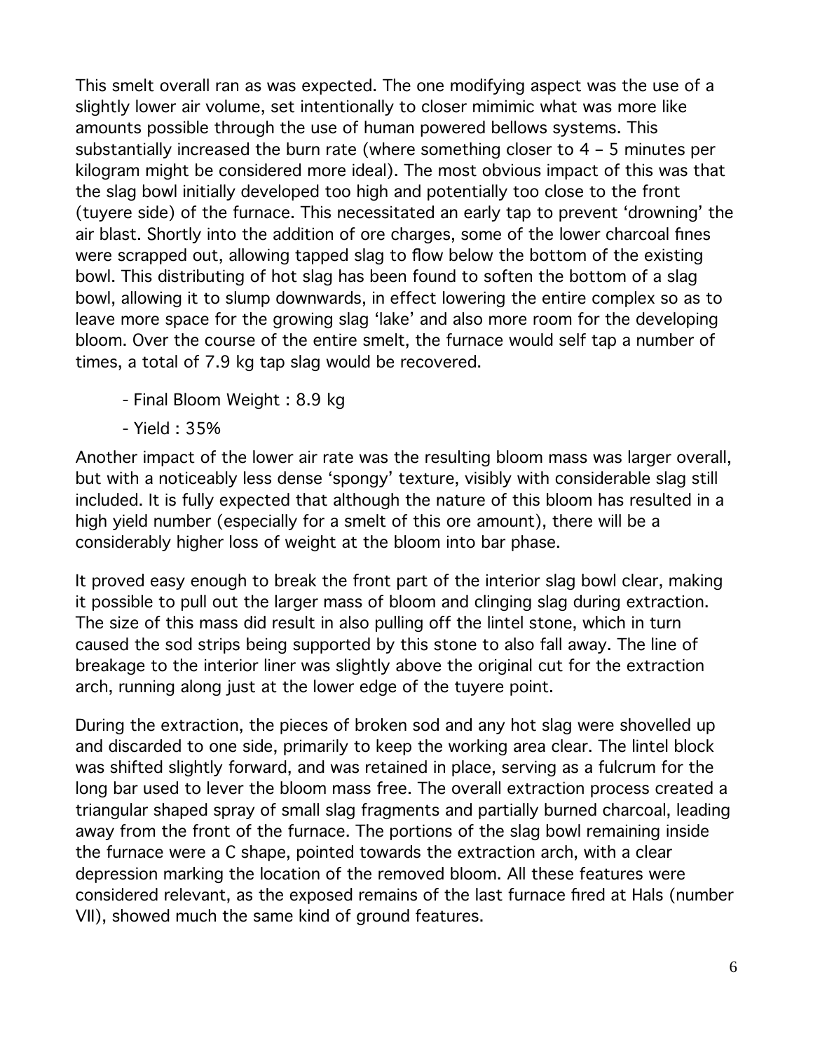This smelt overall ran as was expected. The one modifying aspect was the use of a slightly lower air volume, set intentionally to closer mimimic what was more like amounts possible through the use of human powered bellows systems. This substantially increased the burn rate (where something closer to 4 – 5 minutes per kilogram might be considered more ideal). The most obvious impact of this was that the slag bowl initially developed too high and potentially too close to the front (tuyere side) of the furnace. This necessitated an early tap to prevent 'drowning' the air blast. Shortly into the addition of ore charges, some of the lower charcoal fines were scrapped out, allowing tapped slag to flow below the bottom of the existing bowl. This distributing of hot slag has been found to soften the bottom of a slag bowl, allowing it to slump downwards, in effect lowering the entire complex so as to leave more space for the growing slag 'lake' and also more room for the developing bloom. Over the course of the entire smelt, the furnace would self tap a number of times, a total of 7.9 kg tap slag would be recovered.

- Final Bloom Weight : 8.9 kg
- Yield : 35%

Another impact of the lower air rate was the resulting bloom mass was larger overall, but with a noticeably less dense 'spongy' texture, visibly with considerable slag still included. It is fully expected that although the nature of this bloom has resulted in a high yield number (especially for a smelt of this ore amount), there will be a considerably higher loss of weight at the bloom into bar phase.

It proved easy enough to break the front part of the interior slag bowl clear, making it possible to pull out the larger mass of bloom and clinging slag during extraction. The size of this mass did result in also pulling off the lintel stone, which in turn caused the sod strips being supported by this stone to also fall away. The line of breakage to the interior liner was slightly above the original cut for the extraction arch, running along just at the lower edge of the tuyere point.

During the extraction, the pieces of broken sod and any hot slag were shovelled up and discarded to one side, primarily to keep the working area clear. The lintel block was shifted slightly forward, and was retained in place, serving as a fulcrum for the long bar used to lever the bloom mass free. The overall extraction process created a triangular shaped spray of small slag fragments and partially burned charcoal, leading away from the front of the furnace. The portions of the slag bowl remaining inside the furnace were a C shape, pointed towards the extraction arch, with a clear depression marking the location of the removed bloom. All these features were considered relevant, as the exposed remains of the last furnace fired at Hals (number VII), showed much the same kind of ground features.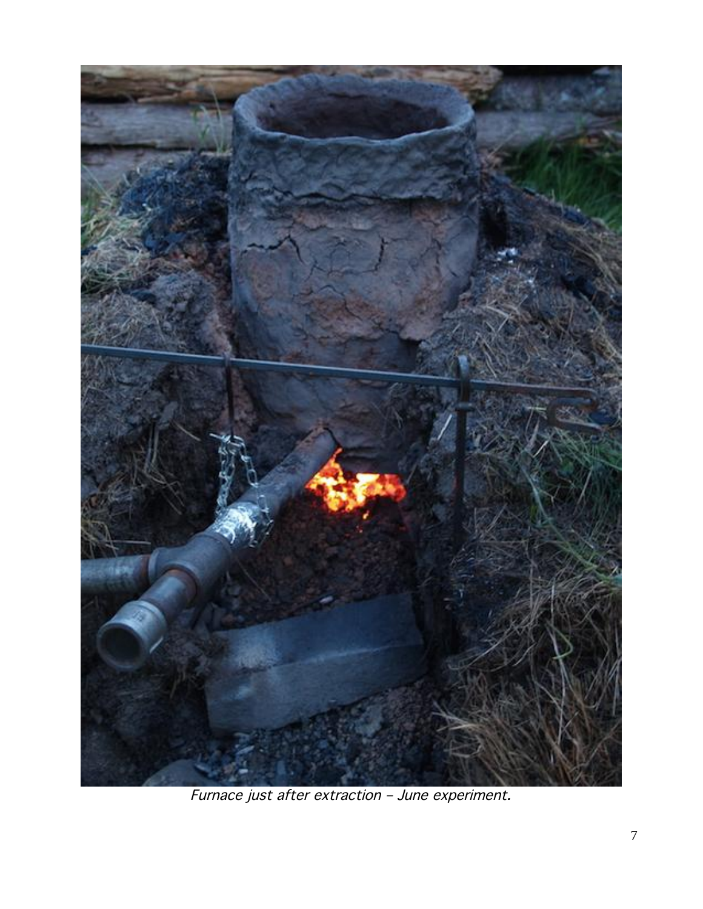*Furnace just after extraction – June experiment.*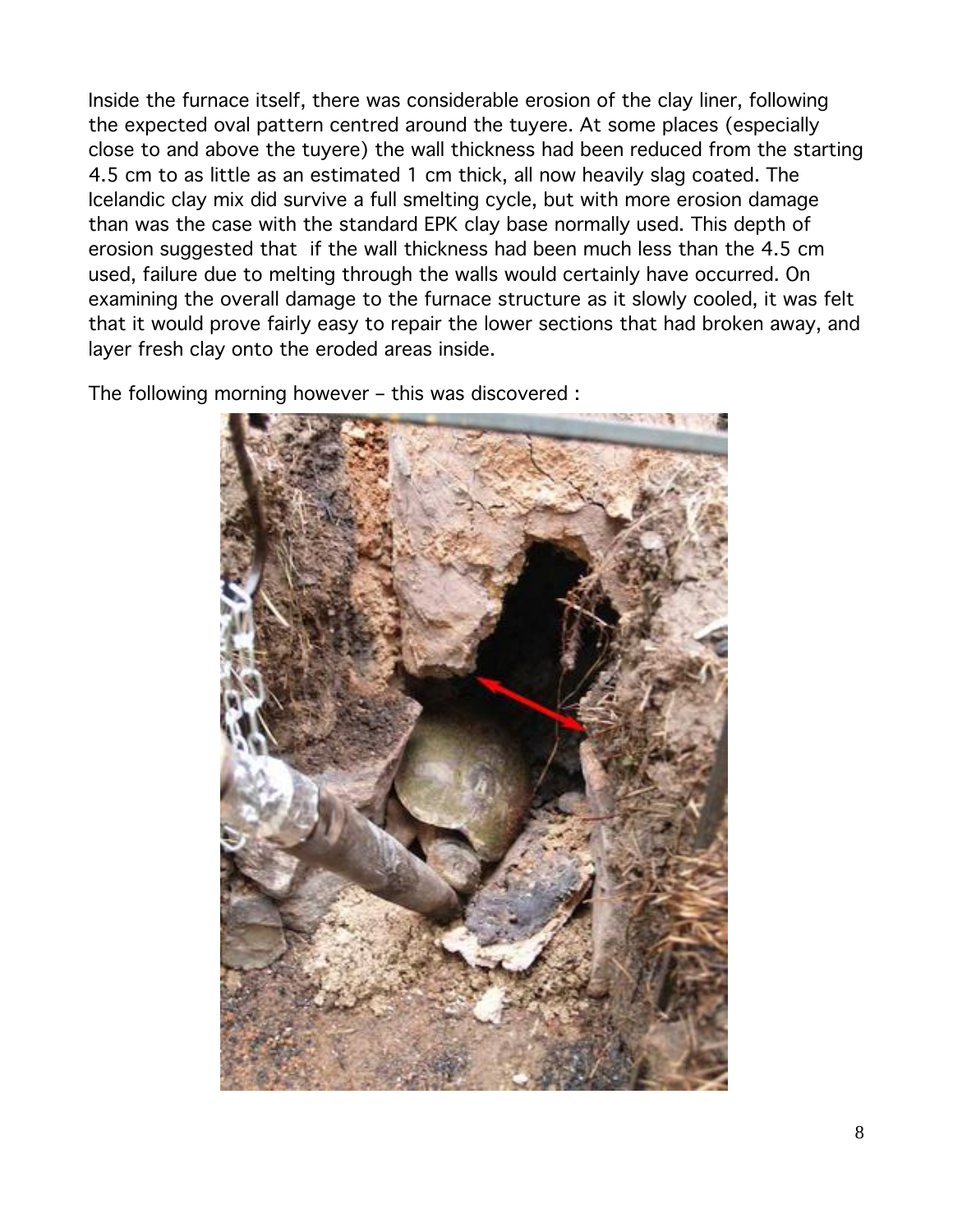Inside the furnace itself, there was considerable erosion of the clay liner, following the expected oval pattern centred around the tuyere. At some places (especially close to and above the tuyere) the wall thickness had been reduced from the starting 4.5 cm to as little as an estimated 1 cm thick, all now heavily slag coated. The Icelandic clay mix did survive a full smelting cycle, but with more erosion damage than was the case with the standard EPK clay base normally used. This depth of erosion suggested that if the wall thickness had been much less than the 4.5 cm used, failure due to melting through the walls would certainly have occurred. On examining the overall damage to the furnace structure as it slowly cooled, it was felt that it would prove fairly easy to repair the lower sections that had broken away, and layer fresh clay onto the eroded areas inside.

The following morning however – this was discovered :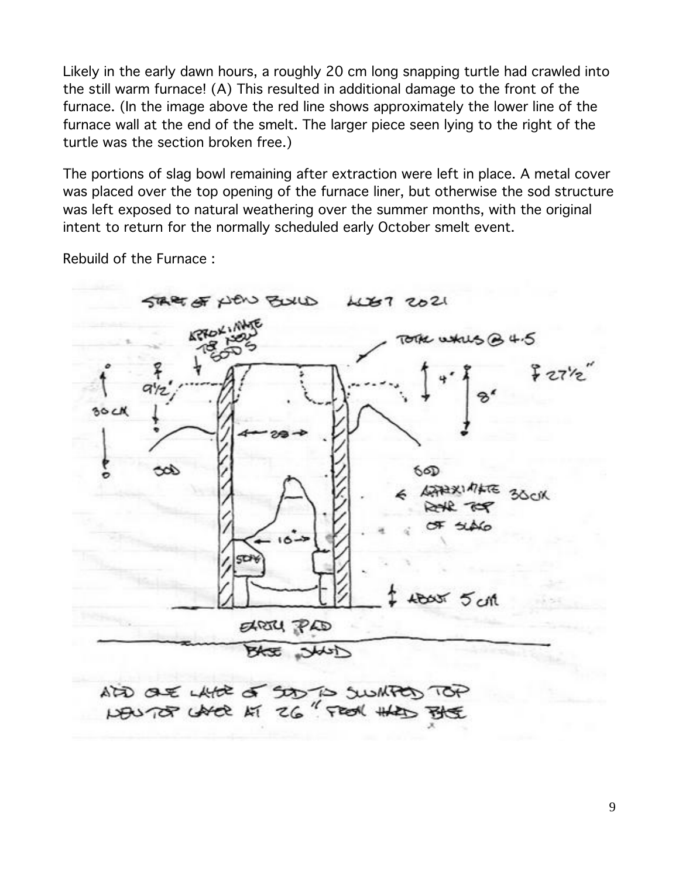Likely in the early dawn hours, a roughly 20 cm long snapping turtle had crawled into the still warm furnace! (A) This resulted in additional damage to the front of the furnace. (In the image above the red line shows approximately the lower line of the furnace wall at the end of the smelt. The larger piece seen lying to the right of the turtle was the section broken free.)

The portions of slag bowl remaining after extraction were left in place. A metal cover was placed over the top opening of the furnace liner, but otherwise the sod structure was left exposed to natural weathering over the summer months, with the original intent to return for the normally scheduled early October smelt event.

Rebuild of the Furnace :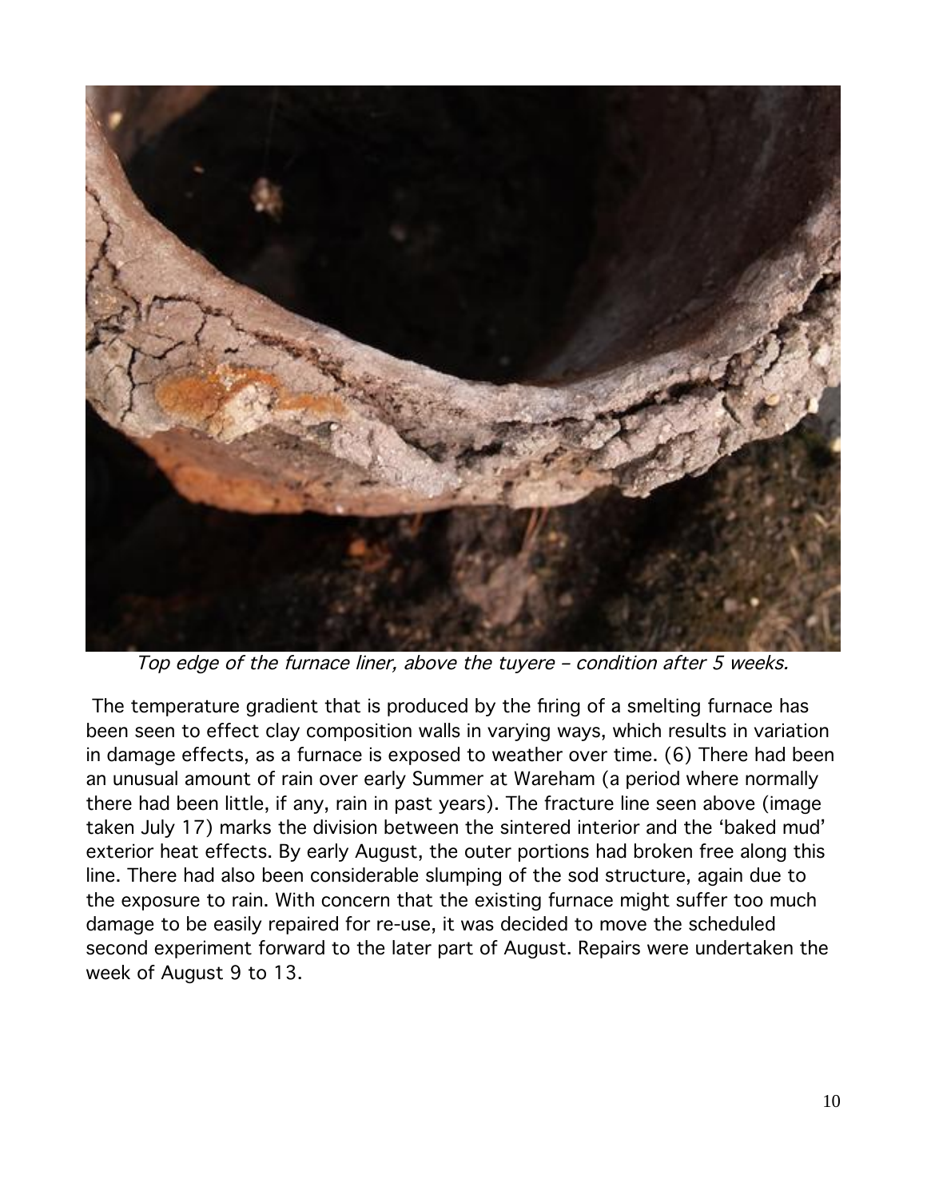*Top edge of the furnace liner, above the tuyere – condition after 5 weeks.*

The temperature gradient that is produced by the firing of a smelting furnace has been seen to effect clay composition walls in varying ways, which results in variation in damage effects, as a furnace is exposed to weather over time. (6) There had been an unusual amount of rain over early Summer at Wareham (a period where normally there had been little, if any, rain in past years). The fracture line seen above (image taken July 17) marks the division between the sintered interior and the 'baked mud' exterior heat effects. By early August, the outer portions had broken free along this line. There had also been considerable slumping of the sod structure, again due to the exposure to rain. With concern that the existing furnace might suffer too much damage to be easily repaired for re-use, it was decided to move the scheduled second experiment forward to the later part of August. Repairs were undertaken the week of August 9 to 13.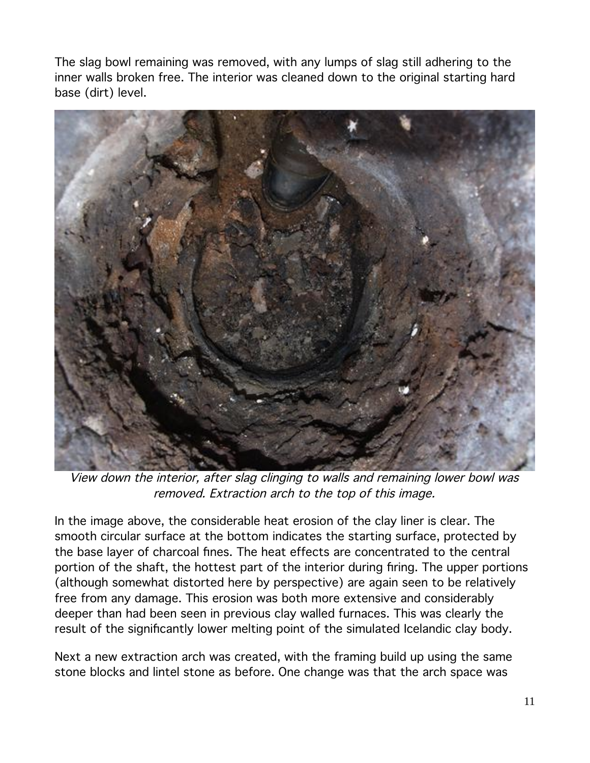The slag bowl remaining was removed, with any lumps of slag still adhering to the inner walls broken free. The interior was cleaned down to the original starting hard base (dirt) level.

*View down the interior, after slag clinging to walls and remaining lower bowl was removed. Extraction arch to the top of this image.*

In the image above, the considerable heat erosion of the clay liner is clear. The smooth circular surface at the bottom indicates the starting surface, protected by the base layer of charcoal fines. The heat effects are concentrated to the central portion of the shaft, the hottest part of the interior during firing. The upper portions (although somewhat distorted here by perspective) are again seen to be relatively free from any damage. This erosion was both more extensive and considerably deeper than had been seen in previous clay walled furnaces. This was clearly the result of the significantly lower melting point of the simulated Icelandic clay body.

Next a new extraction arch was created, with the framing build up using the same stone blocks and lintel stone as before. One change was that the arch space was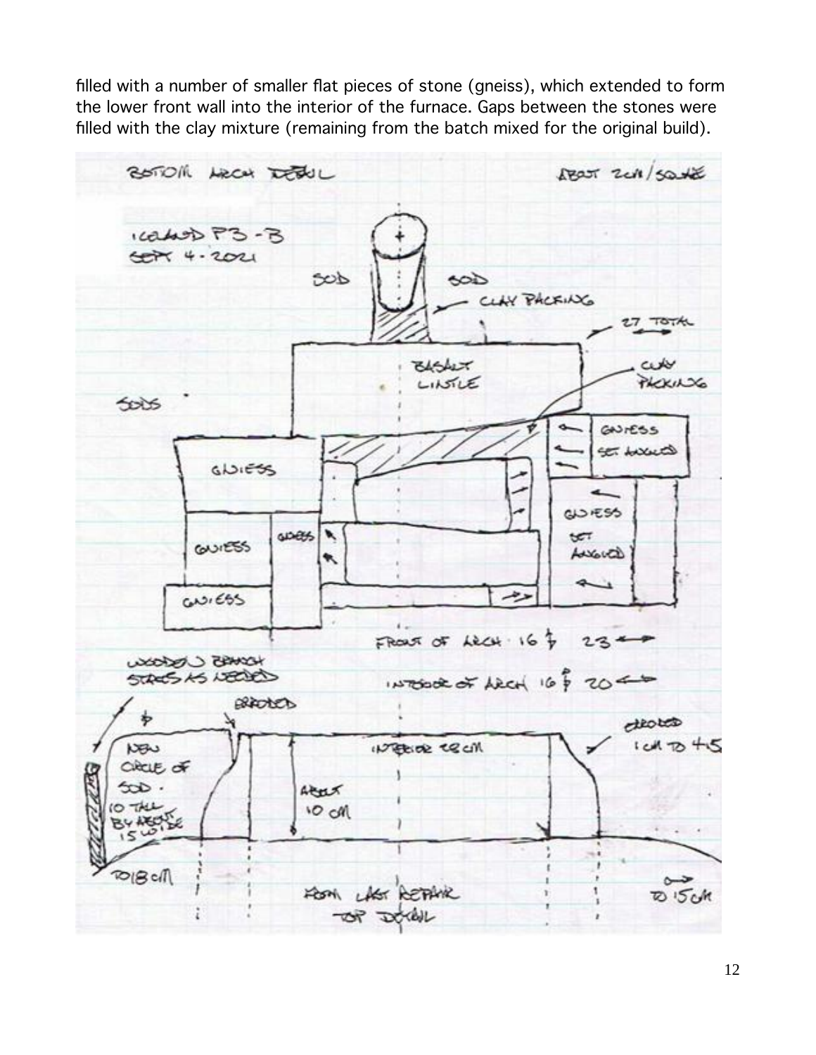filled with a number of smaller flat pieces of stone (gneiss), which extended to form the lower front wall into the interior of the furnace. Gaps between the stones were filled with the clay mixture (remaining from the batch mixed for the original build).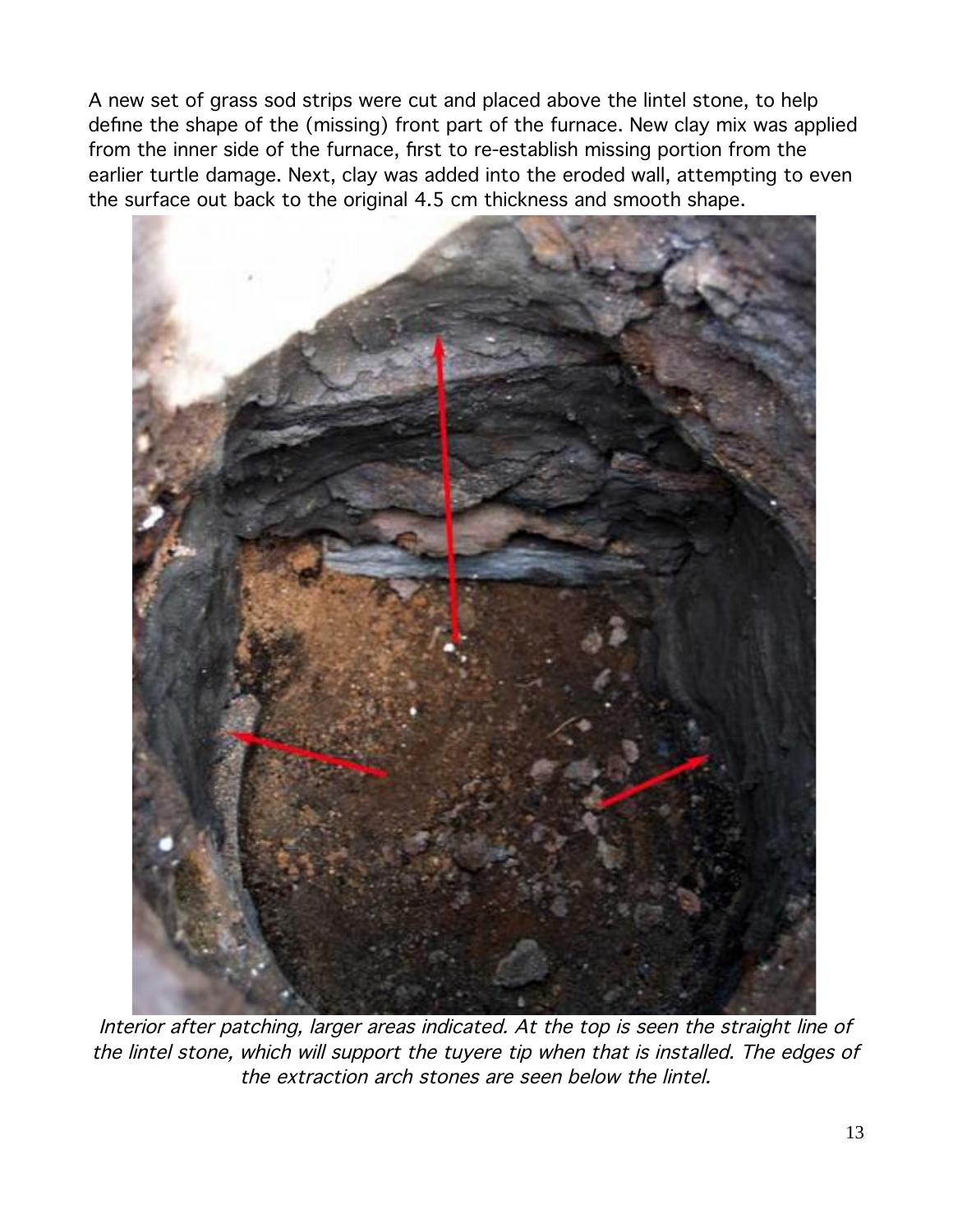A new set of grass sod strips were cut and placed above the lintel stone, to help define the shape of the (missing) front part of the furnace. New clay mix was applied from the inner side of the furnace, first to re-establish missing portion from the earlier turtle damage. Next, clay was added into the eroded wall, attempting to even the surface out back to the original 4.5 cm thickness and smooth shape.

*Interior after patching, larger areas indicated. At the top is seen the straight line of the lintel stone, which will support the tuyere tip when that is installed. The edges of the extraction arch stones are seen below the lintel.*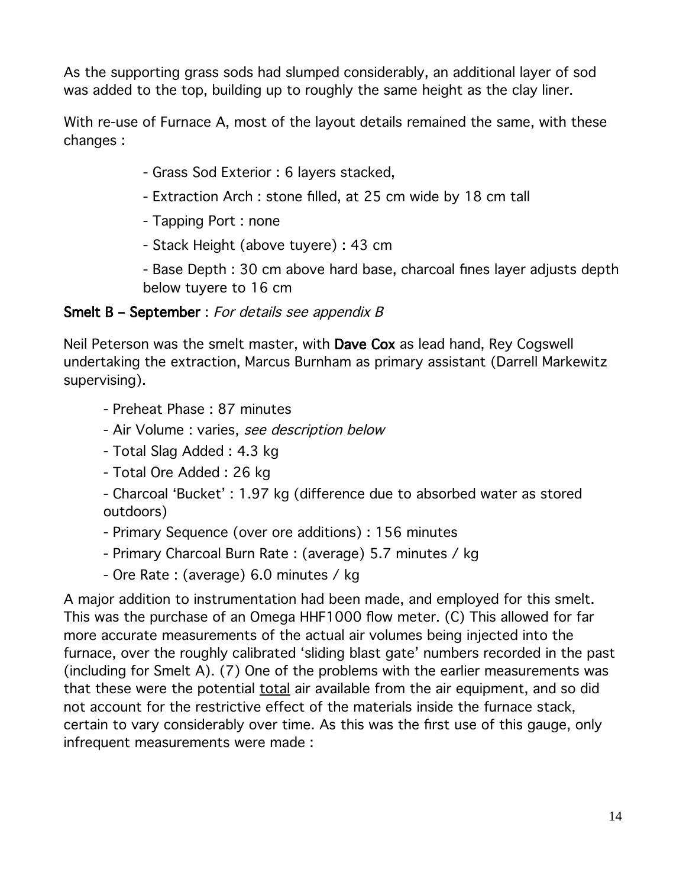As the supporting grass sods had slumped considerably, an additional layer of sod was added to the top, building up to roughly the same height as the clay liner.

With re-use of Furnace A, most of the layout details remained the same, with these changes :

- Grass Sod Exterior : 6 layers stacked,
- Extraction Arch : stone filled, at 25 cm wide by 18 cm tall
- Tapping Port : none
- Stack Height (above tuyere) : 43 cm
- Base Depth : 30 cm above hard base, charcoal fines layer adjusts depth below tuyere to 16 cm

**Smelt B – September** : *For details see appendix B*

Neil Peterson was the smelt master, with **Dave Cox** as lead hand, Rey Cogswell undertaking the extraction, Marcus Burnham as primary assistant (Darrell Markewitz supervising).

- Preheat Phase : 87 minutes
- Air Volume : varies, *see description below*
- Total Slag Added : 4.3 kg
- Total Ore Added : 26 kg
- Charcoal 'Bucket' : 1.97 kg (difference due to absorbed water as stored outdoors)
- Primary Sequence (over ore additions) : 156 minutes
- Primary Charcoal Burn Rate : (average) 5.7 minutes / kg
- Ore Rate : (average) 6.0 minutes / kg

A major addition to instrumentation had been made, and employed for this smelt. This was the purchase of an Omega HHF1000 flow meter. (C) This allowed for far more accurate measurements of the actual air volumes being injected into the furnace, over the roughly calibrated 'sliding blast gate' numbers recorded in the past (including for Smelt A). (7) One of the problems with the earlier measurements was that these were the potential <u>total</u> air available from the air equipment, and so did not account for the restrictive effect of the materials inside the furnace stack, certain to vary considerably over time. As this was the first use of this gauge, only infrequent measurements were made :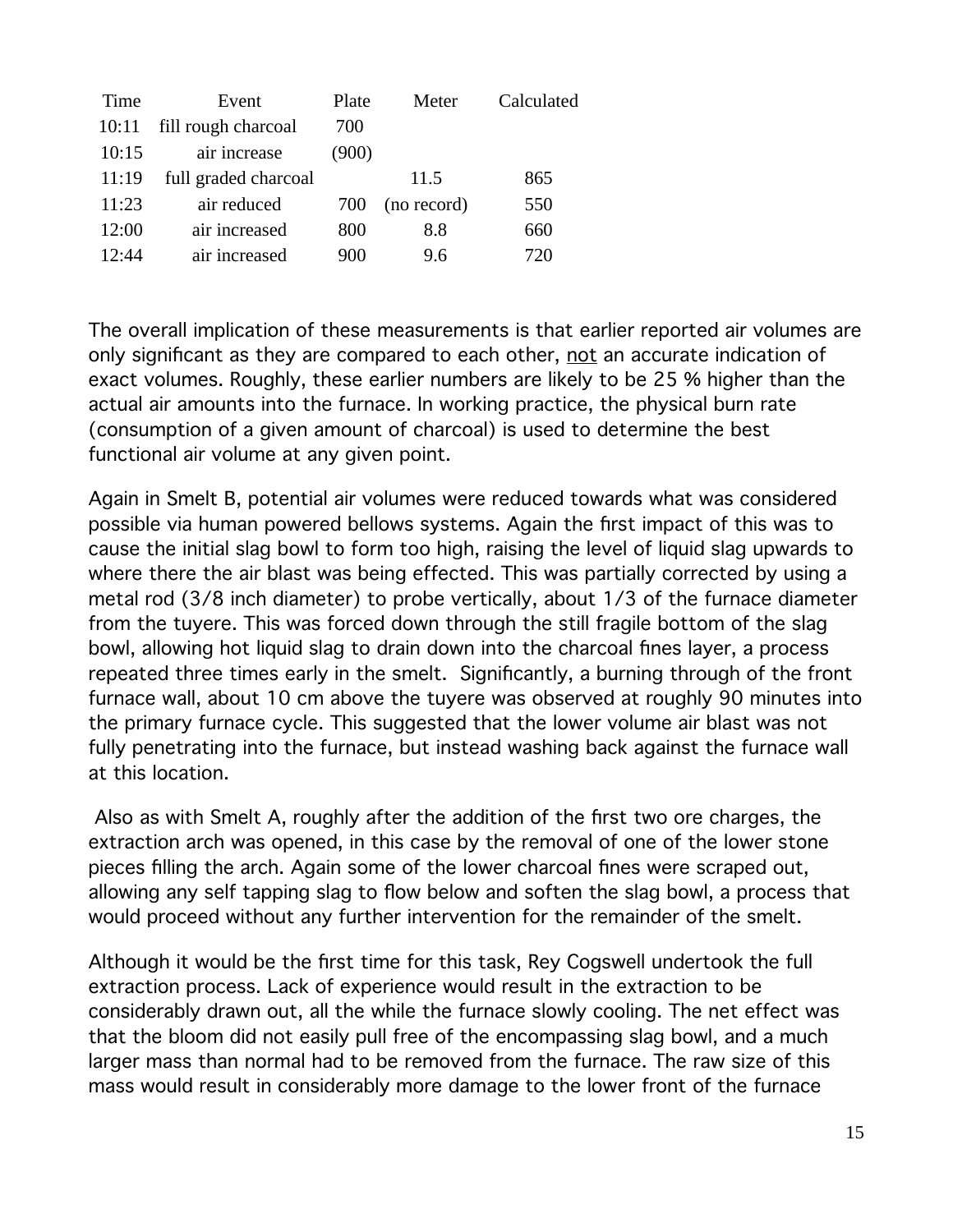| Time | Event | Plate | Meter | Calculated |
|---|---|---|---|---|
| 10:11 | fill rough charcoal | 700 | | |
| 10:15 | air increase | (900) | | |
| 11:19 | full graded charcoal | | 11.5 | 865 |
| 11:23 | air reduced | 700 | (no record) | 550 |
| 12:00 | air increased | 800 | 8.8 | 660 |
| 12:44 | air increased | 900 | 9.6 | 720 |

The overall implication of these measurements is that earlier reported air volumes are only significant as they are compared to each other, <u>not</u> an accurate indication of exact volumes. Roughly, these earlier numbers are likely to be 25 % higher than the actual air amounts into the furnace. In working practice, the physical burn rate (consumption of a given amount of charcoal) is used to determine the best functional air volume at any given point.

Again in Smelt B, potential air volumes were reduced towards what was considered possible via human powered bellows systems. Again the first impact of this was to cause the initial slag bowl to form too high, raising the level of liquid slag upwards to where there the air blast was being effected. This was partially corrected by using a metal rod (3/8 inch diameter) to probe vertically, about 1/3 of the furnace diameter from the tuyere. This was forced down through the still fragile bottom of the slag bowl, allowing hot liquid slag to drain down into the charcoal fines layer, a process repeated three times early in the smelt. Significantly, a burning through of the front furnace wall, about 10 cm above the tuyere was observed at roughly 90 minutes into the primary furnace cycle. This suggested that the lower volume air blast was not fully penetrating into the furnace, but instead washing back against the furnace wall at this location.

Also as with Smelt A, roughly after the addition of the first two ore charges, the extraction arch was opened, in this case by the removal of one of the lower stone pieces filling the arch. Again some of the lower charcoal fines were scraped out, allowing any self tapping slag to flow below and soften the slag bowl, a process that would proceed without any further intervention for the remainder of the smelt.

Although it would be the first time for this task, Rey Cogswell undertook the full extraction process. Lack of experience would result in the extraction to be considerably drawn out, all the while the furnace slowly cooling. The net effect was that the bloom did not easily pull free of the encompassing slag bowl, and a much larger mass than normal had to be removed from the furnace. The raw size of this mass would result in considerably more damage to the lower front of the furnace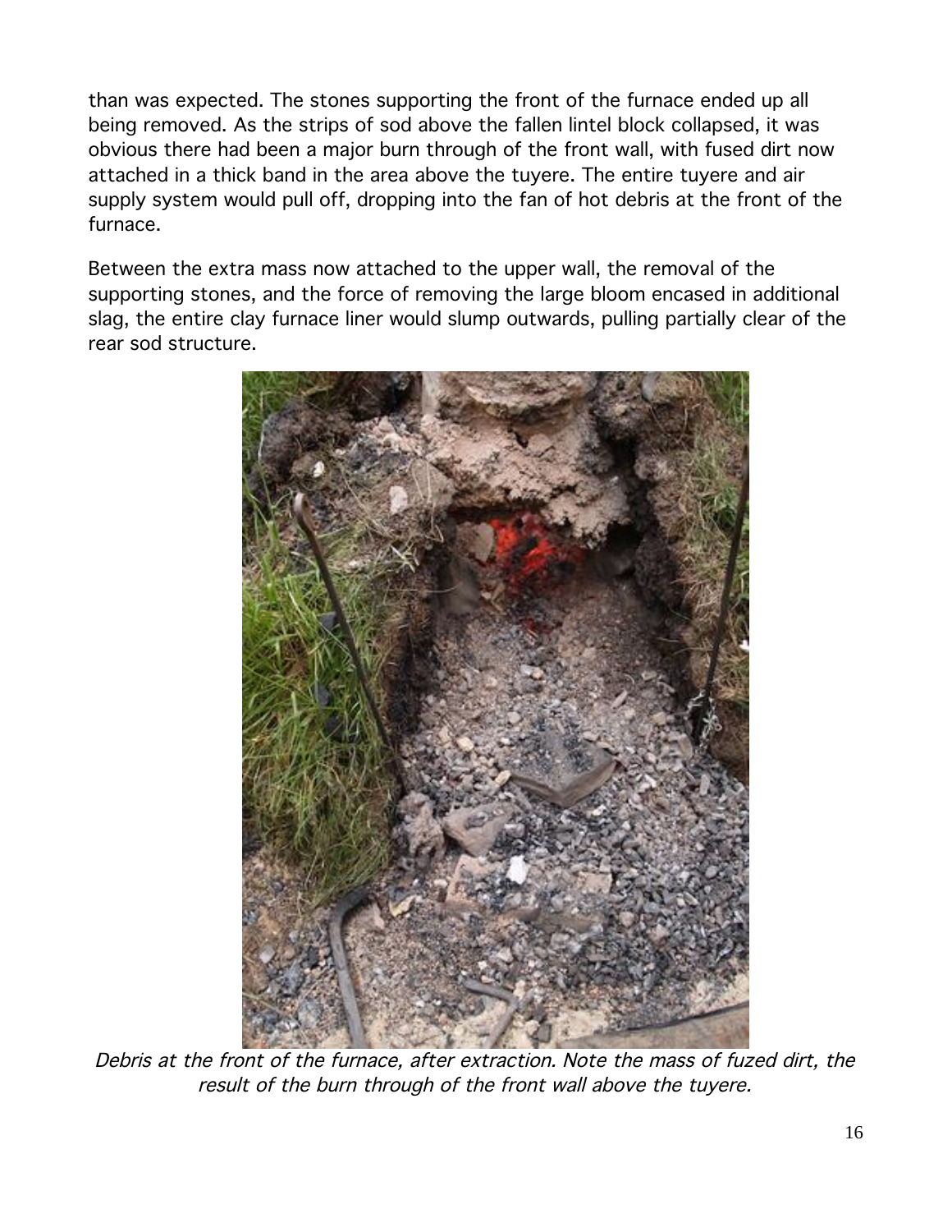than was expected. The stones supporting the front of the furnace ended up all being removed. As the strips of sod above the fallen lintel block collapsed, it was obvious there had been a major burn through of the front wall, with fused dirt now attached in a thick band in the area above the tuyere. The entire tuyere and air supply system would pull off, dropping into the fan of hot debris at the front of the furnace.

Between the extra mass now attached to the upper wall, the removal of the supporting stones, and the force of removing the large bloom encased in additional slag, the entire clay furnace liner would slump outwards, pulling partially clear of the rear sod structure.

*Debris at the front of the furnace, after extraction. Note the mass of fuzed dirt, the result of the burn through of the front wall above the tuyere.*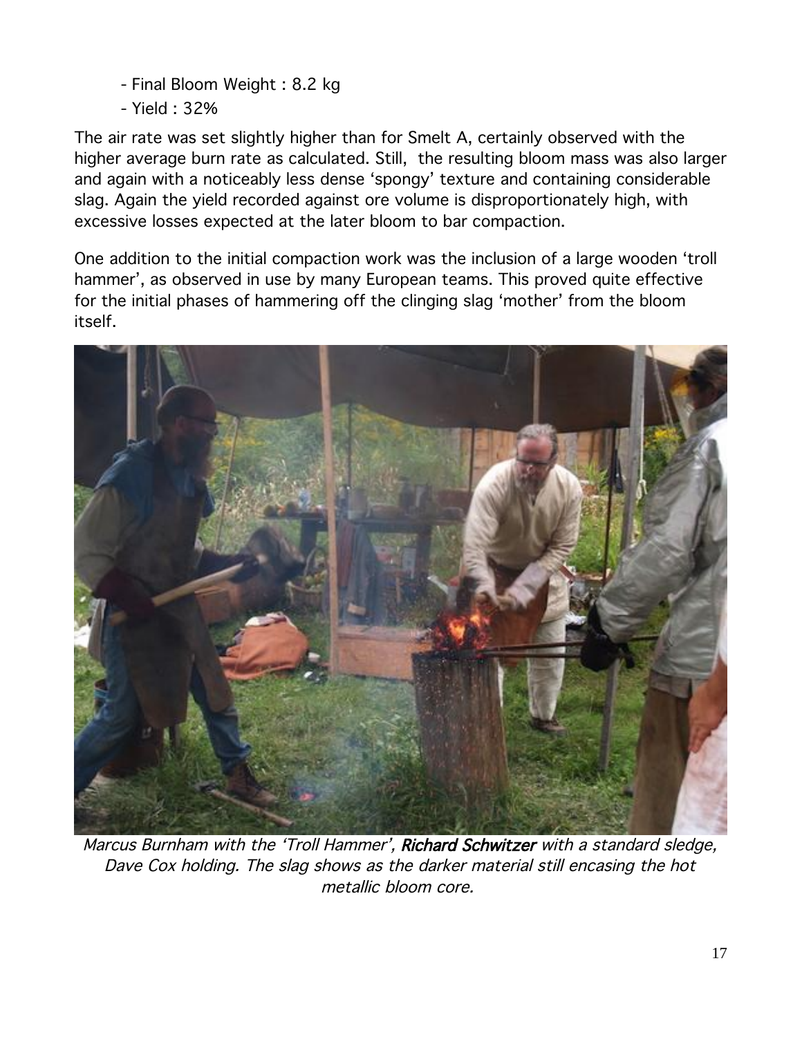- Final Bloom Weight : 8.2 kg
- Yield : 32%

The air rate was set slightly higher than for Smelt A, certainly observed with the higher average burn rate as calculated. Still, the resulting bloom mass was also larger and again with a noticeably less dense 'spongy' texture and containing considerable slag. Again the yield recorded against ore volume is disproportionately high, with excessive losses expected at the later bloom to bar compaction.

One addition to the initial compaction work was the inclusion of a large wooden 'troll hammer', as observed in use by many European teams. This proved quite effective for the initial phases of hammering off the clinging slag 'mother' from the bloom itself.

*Marcus Burnham with the 'Troll Hammer', **Richard Schwitzer** with a standard sledge, Dave Cox holding. The slag shows as the darker material still encasing the hot metallic bloom core.*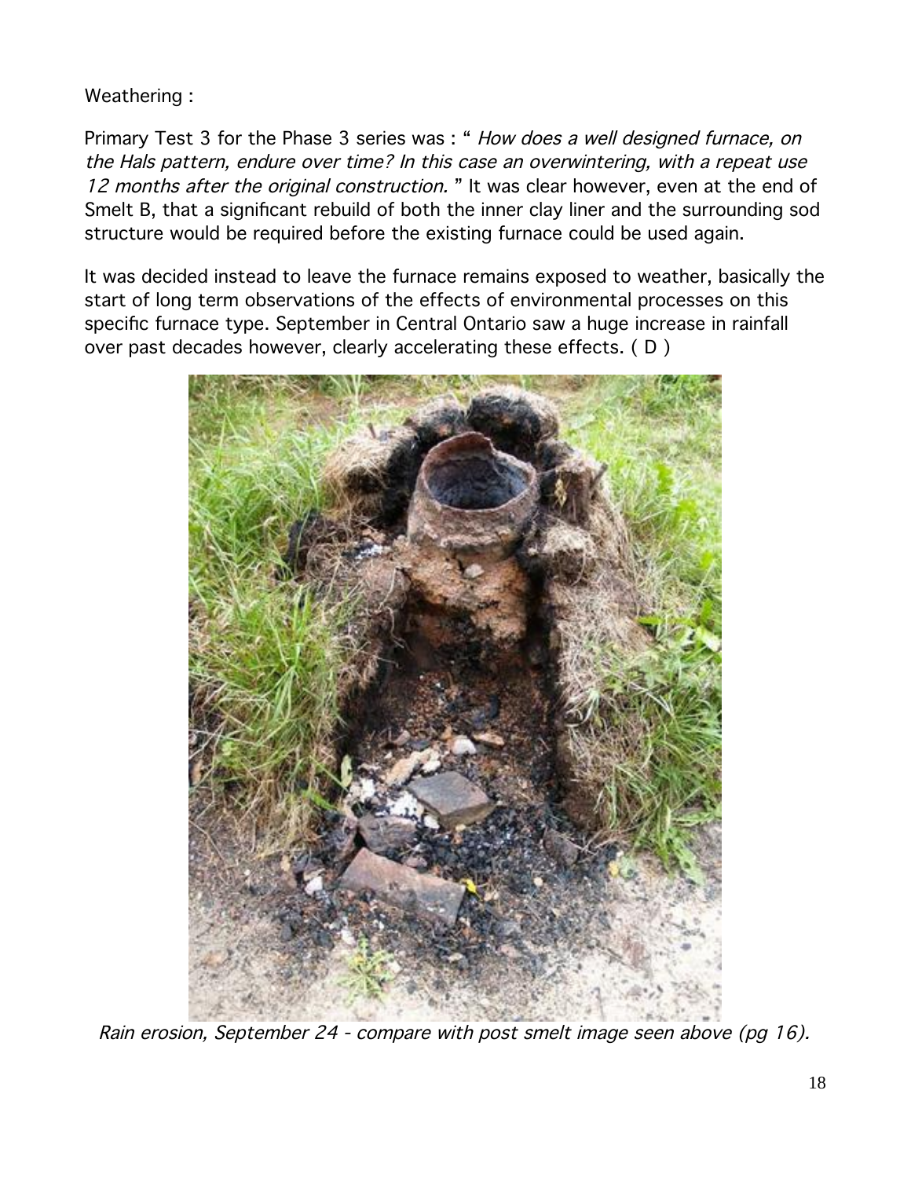Weathering :

Primary Test 3 for the Phase 3 series was : " *How does a well designed furnace, on the Hals pattern, endure over time? In this case an overwintering, with a repeat use 12 months after the original construction.* " It was clear however, even at the end of Smelt B, that a significant rebuild of both the inner clay liner and the surrounding sod structure would be required before the existing furnace could be used again.

It was decided instead to leave the furnace remains exposed to weather, basically the start of long term observations of the effects of environmental processes on this specific furnace type. September in Central Ontario saw a huge increase in rainfall over past decades however, clearly accelerating these effects. ( D )

*Rain erosion, September 24 - compare with post smelt image seen above (pg 16).*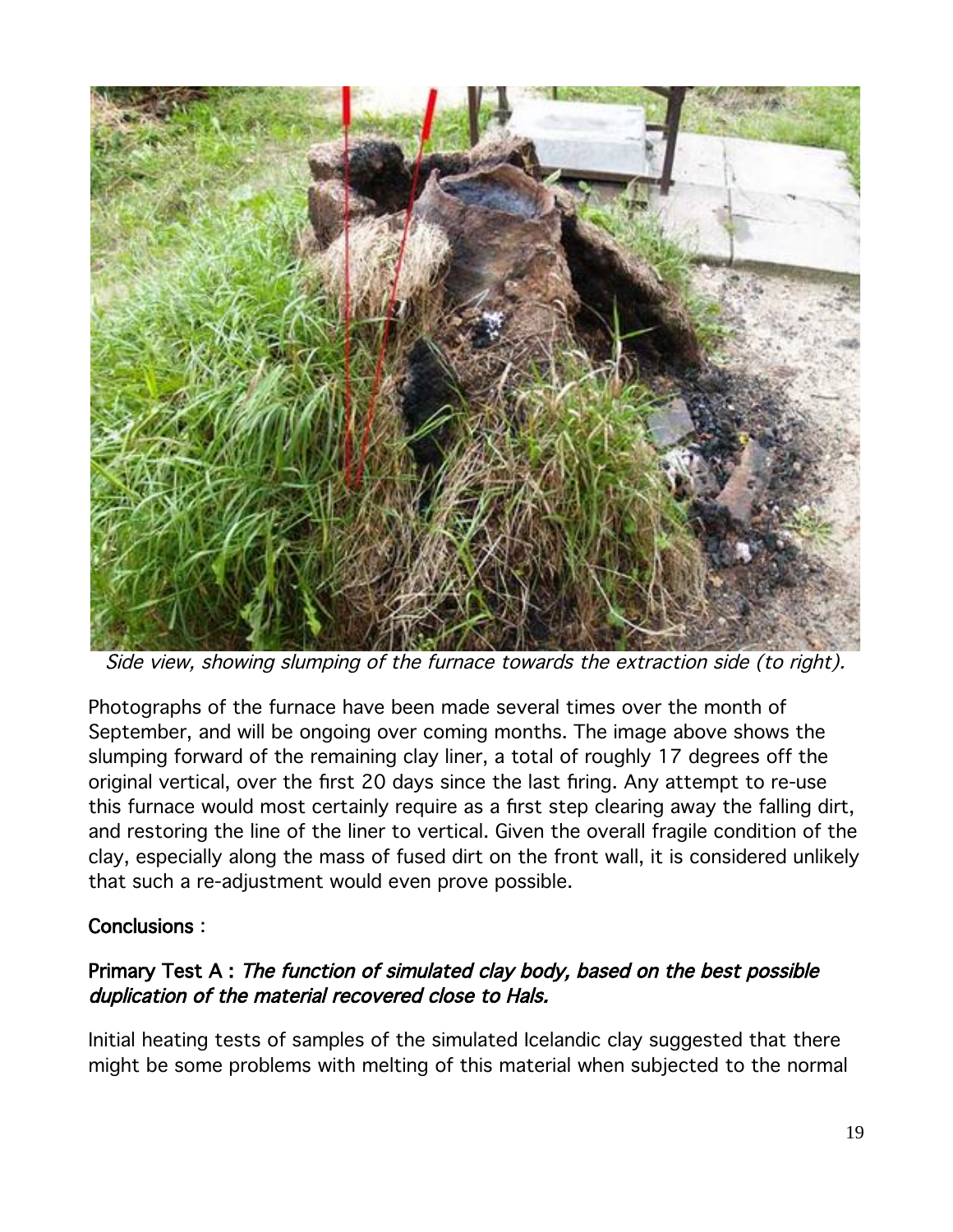*Side view, showing slumping of the furnace towards the extraction side (to right).*

Photographs of the furnace have been made several times over the month of September, and will be ongoing over coming months. The image above shows the slumping forward of the remaining clay liner, a total of roughly 17 degrees off the original vertical, over the first 20 days since the last firing. Any attempt to re-use this furnace would most certainly require as a first step clearing away the falling dirt, and restoring the line of the liner to vertical. Given the overall fragile condition of the clay, especially along the mass of fused dirt on the front wall, it is considered unlikely that such a re-adjustment would even prove possible.

## Conclusions :

### Primary Test A : *The function of simulated clay body, based on the best possible duplication of the material recovered close to Hals.*

Initial heating tests of samples of the simulated Icelandic clay suggested that there might be some problems with melting of this material when subjected to the normal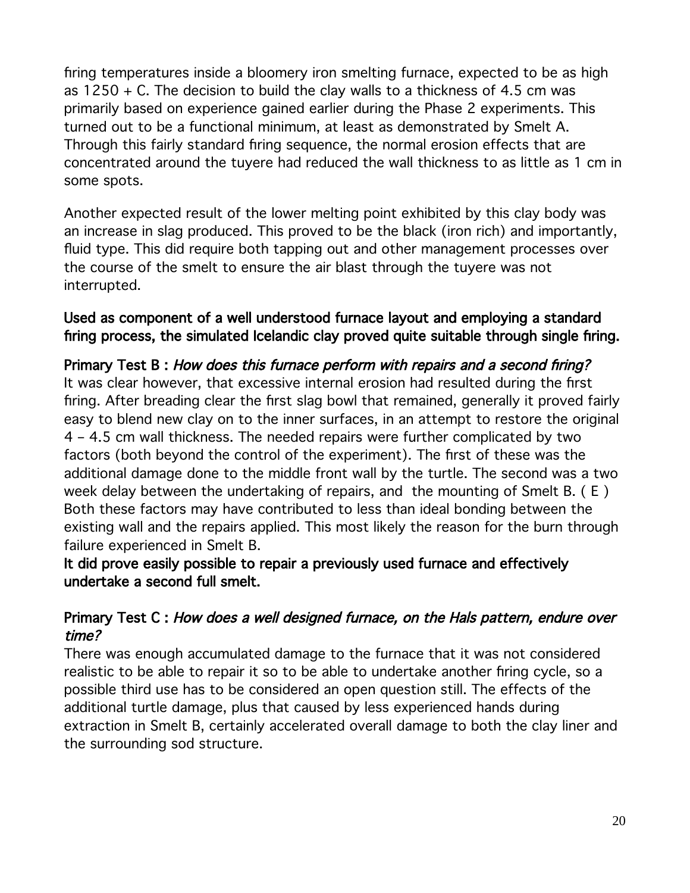firing temperatures inside a bloomery iron smelting furnace, expected to be as high as 1250 + C. The decision to build the clay walls to a thickness of 4.5 cm was primarily based on experience gained earlier during the Phase 2 experiments. This turned out to be a functional minimum, at least as demonstrated by Smelt A. Through this fairly standard firing sequence, the normal erosion effects that are concentrated around the tuyere had reduced the wall thickness to as little as 1 cm in some spots.

Another expected result of the lower melting point exhibited by this clay body was an increase in slag produced. This proved to be the black (iron rich) and importantly, fluid type. This did require both tapping out and other management processes over the course of the smelt to ensure the air blast through the tuyere was not interrupted.

**Used as component of a well understood furnace layout and employing a standard firing process, the simulated Icelandic clay proved quite suitable through single firing.**

**Primary Test B :** *How does this furnace perform with repairs and a second firing?*
It was clear however, that excessive internal erosion had resulted during the first firing. After breading clear the first slag bowl that remained, generally it proved fairly easy to blend new clay on to the inner surfaces, in an attempt to restore the original 4 – 4.5 cm wall thickness. The needed repairs were further complicated by two factors (both beyond the control of the experiment). The first of these was the additional damage done to the middle front wall by the turtle. The second was a two week delay between the undertaking of repairs, and the mounting of Smelt B. ( E ) Both these factors may have contributed to less than ideal bonding between the existing wall and the repairs applied. This most likely the reason for the burn through failure experienced in Smelt B.
**It did prove easily possible to repair a previously used furnace and effectively undertake a second full smelt.**

**Primary Test C :** *How does a well designed furnace, on the Hals pattern, endure over time?*
There was enough accumulated damage to the furnace that it was not considered realistic to be able to repair it so to be able to undertake another firing cycle, so a possible third use has to be considered an open question still. The effects of the additional turtle damage, plus that caused by less experienced hands during extraction in Smelt B, certainly accelerated overall damage to both the clay liner and the surrounding sod structure.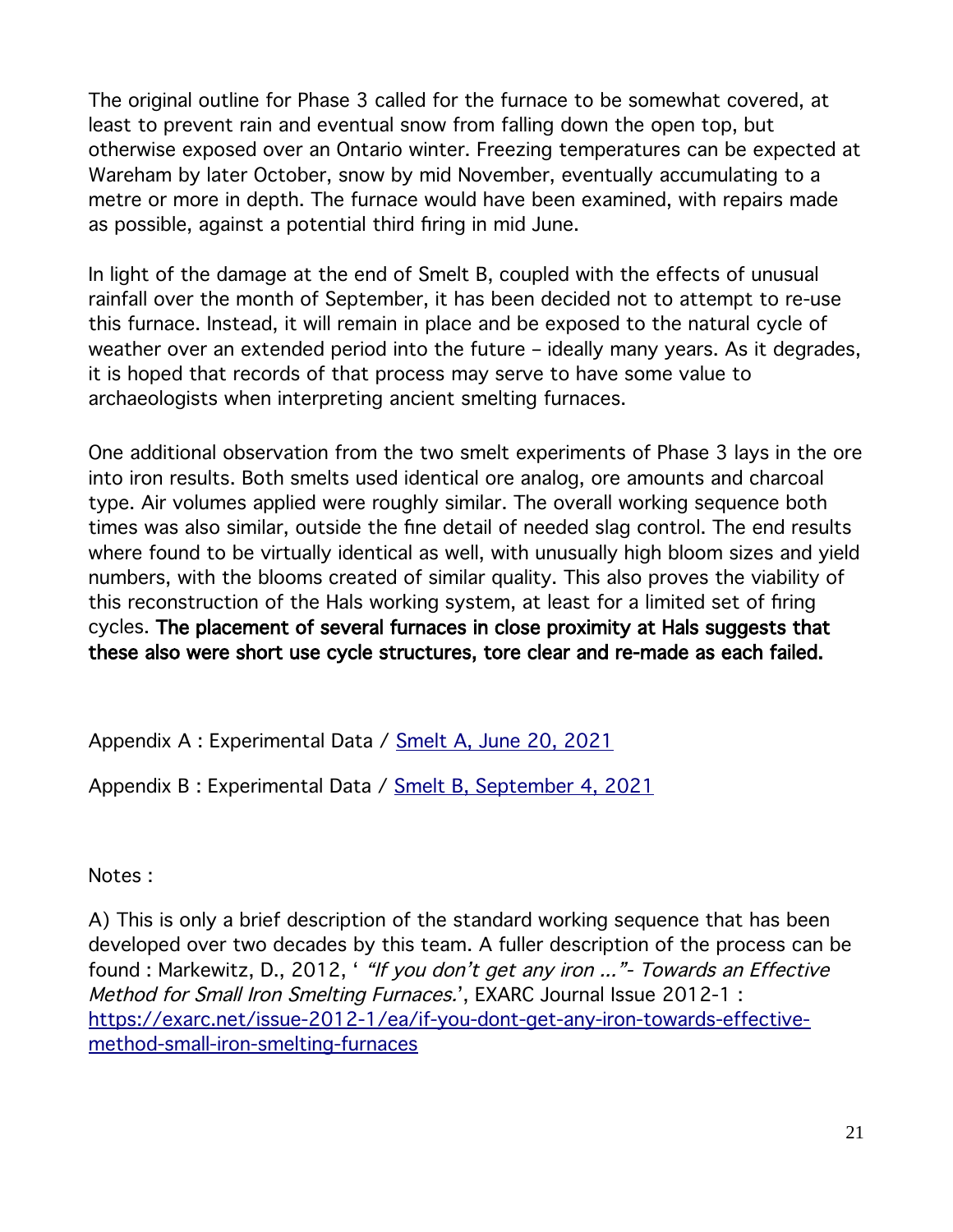The original outline for Phase 3 called for the furnace to be somewhat covered, at least to prevent rain and eventual snow from falling down the open top, but otherwise exposed over an Ontario winter. Freezing temperatures can be expected at Wareham by later October, snow by mid November, eventually accumulating to a metre or more in depth. The furnace would have been examined, with repairs made as possible, against a potential third firing in mid June.

In light of the damage at the end of Smelt B, coupled with the effects of unusual rainfall over the month of September, it has been decided not to attempt to re-use this furnace. Instead, it will remain in place and be exposed to the natural cycle of weather over an extended period into the future – ideally many years. As it degrades, it is hoped that records of that process may serve to have some value to archaeologists when interpreting ancient smelting furnaces.

One additional observation from the two smelt experiments of Phase 3 lays in the ore into iron results. Both smelts used identical ore analog, ore amounts and charcoal type. Air volumes applied were roughly similar. The overall working sequence both times was also similar, outside the fine detail of needed slag control. The end results where found to be virtually identical as well, with unusually high bloom sizes and yield numbers, with the blooms created of similar quality. This also proves the viability of this reconstruction of the Hals working system, at least for a limited set of firing cycles. **The placement of several furnaces in close proximity at Hals suggests that these also were short use cycle structures, tore clear and re-made as each failed.**

Appendix A : Experimental Data / [Smelt A, June 20, 2021](#)

Appendix B : Experimental Data / [Smelt B, September 4, 2021](#)

Notes :

A) This is only a brief description of the standard working sequence that has been developed over two decades by this team. A fuller description of the process can be found : Markewitz, D., 2012, ' *"If you don't get any iron ..."- Towards an Effective Method for Small Iron Smelting Furnaces.*', EXARC Journal Issue 2012-1 : [https://exarc.net/issue-2012-1/ea/if-you-dont-get-any-iron-towards-effective-method-small-iron-smelting-furnaces](https://exarc.net/issue-2012-1/ea/if-you-dont-get-any-iron-towards-effective-method-small-iron-smelting-furnaces)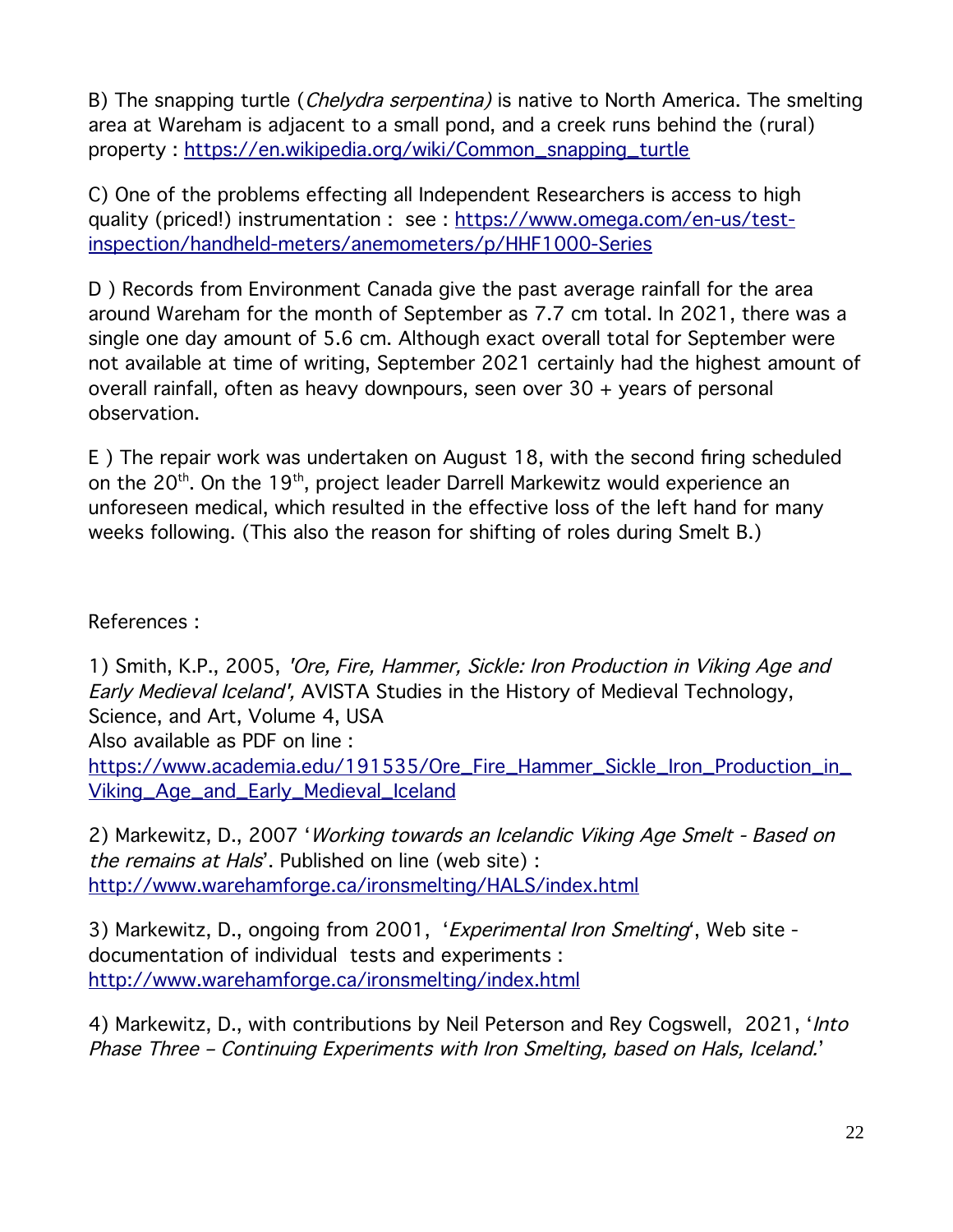B) The snapping turtle (*Chelydra serpentina)* is native to North America. The smelting area at Wareham is adjacent to a small pond, and a creek runs behind the (rural) property : https://en.wikipedia.org/wiki/Common_snapping_turtle

C) One of the problems effecting all Independent Researchers is access to high quality (priced!) instrumentation : see : https://www.omega.com/en-us/test-inspection/handheld-meters/anemometers/p/HHF1000-Series

D ) Records from Environment Canada give the past average rainfall for the area around Wareham for the month of September as 7.7 cm total. In 2021, there was a single one day amount of 5.6 cm. Although exact overall total for September were not available at time of writing, September 2021 certainly had the highest amount of overall rainfall, often as heavy downpours, seen over 30 + years of personal observation.

E ) The repair work was undertaken on August 18, with the second firing scheduled on the 20th. On the 19th, project leader Darrell Markewitz would experience an unforeseen medical, which resulted in the effective loss of the left hand for many weeks following. (This also the reason for shifting of roles during Smelt B.)

References :

1) Smith, K.P., 2005, *'Ore, Fire, Hammer, Sickle: Iron Production in Viking Age and Early Medieval Iceland',* AVISTA Studies in the History of Medieval Technology, Science, and Art, Volume 4, USA
Also available as PDF on line :
https://www.academia.edu/191535/Ore_Fire_Hammer_Sickle_Iron_Production_in_Viking_Age_and_Early_Medieval_Iceland

2) Markewitz, D., 2007 '*Working towards an Icelandic Viking Age Smelt - Based on the remains at Hals*'. Published on line (web site) :
http://www.warehamforge.ca/ironsmelting/HALS/index.html

3) Markewitz, D., ongoing from 2001, '*Experimental Iron Smelting*', Web site - documentation of individual tests and experiments :
http://www.warehamforge.ca/ironsmelting/index.html

4) Markewitz, D., with contributions by Neil Peterson and Rey Cogswell, 2021, '*Into Phase Three – Continuing Experiments with Iron Smelting, based on Hals, Iceland.*'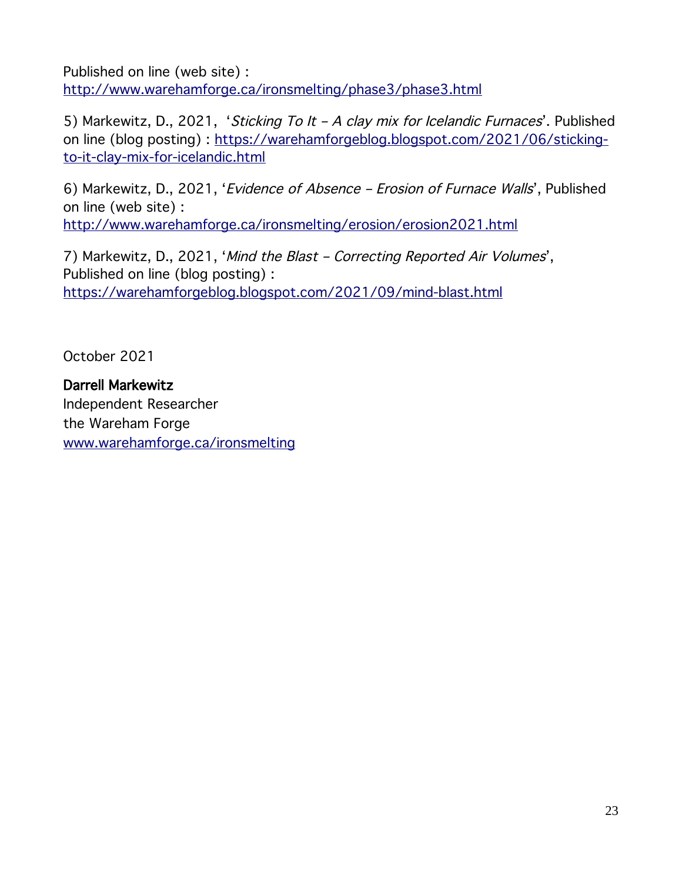Published on line (web site) : [http://www.warehamforge.ca/ironsmelting/phase3/phase3.html](http://www.warehamforge.ca/ironsmelting/phase3/phase3.html)

5) Markewitz, D., 2021, '*Sticking To It – A clay mix for Icelandic Furnaces*'. Published on line (blog posting) : [https://warehamforgeblog.blogspot.com/2021/06/sticking-to-it-clay-mix-for-icelandic.html](https://warehamforgeblog.blogspot.com/2021/06/sticking-to-it-clay-mix-for-icelandic.html)

6) Markewitz, D., 2021, '*Evidence of Absence – Erosion of Furnace Walls*', Published on line (web site) : [http://www.warehamforge.ca/ironsmelting/erosion/erosion2021.html](http://www.warehamforge.ca/ironsmelting/erosion/erosion2021.html)

7) Markewitz, D., 2021, '*Mind the Blast – Correcting Reported Air Volumes*', Published on line (blog posting) : [https://warehamforgeblog.blogspot.com/2021/09/mind-blast.html](https://warehamforgeblog.blogspot.com/2021/09/mind-blast.html)

October 2021

**Darrell Markewitz**
Independent Researcher
the Wareham Forge
[www.warehamforge.ca/ironsmelting](http://www.warehamforge.ca/ironsmelting)